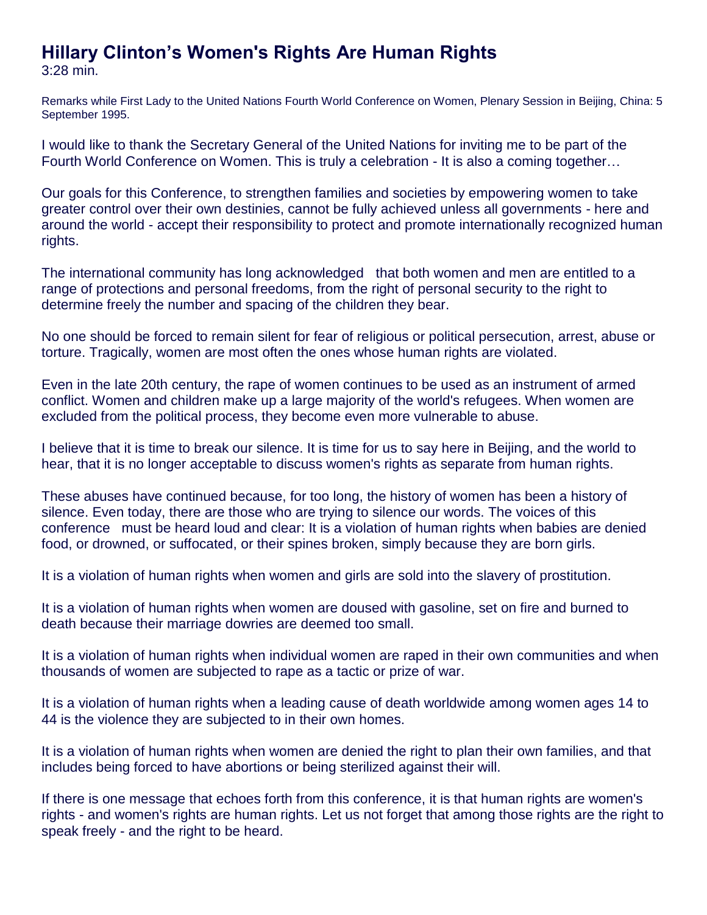# Hillary Clinton's Women's Rights Are Human Rights

3:28 min.

Remarks while First Lady to the United Nations Fourth World Conference on Women, Plenary Session in Beijing, China: 5 September 1995.

I would like to thank the Secretary General of the United Nations for inviting me to be part of the Fourth World Conference on Women. This is truly a celebration - It is also a coming together…

Our goals for this Conference, to strengthen families and societies by empowering women to take greater control over their own destinies, cannot be fully achieved unless all governments - here and around the world - accept their responsibility to protect and promote internationally recognized human rights.

The international community has long acknowledged that both women and men are entitled to a range of protections and personal freedoms, from the right of personal security to the right to determine freely the number and spacing of the children they bear.

No one should be forced to remain silent for fear of religious or political persecution, arrest, abuse or torture. Tragically, women are most often the ones whose human rights are violated.

Even in the late 20th century, the rape of women continues to be used as an instrument of armed conflict. Women and children make up a large majority of the world's refugees. When women are excluded from the political process, they become even more vulnerable to abuse.

I believe that it is time to break our silence. It is time for us to say here in Beijing, and the world to hear, that it is no longer acceptable to discuss women's rights as separate from human rights.

These abuses have continued because, for too long, the history of women has been a history of silence. Even today, there are those who are trying to silence our words. The voices of this conference must be heard loud and clear: It is a violation of human rights when babies are denied food, or drowned, or suffocated, or their spines broken, simply because they are born girls.

It is a violation of human rights when women and girls are sold into the slavery of prostitution.

It is a violation of human rights when women are doused with gasoline, set on fire and burned to death because their marriage dowries are deemed too small.

It is a violation of human rights when individual women are raped in their own communities and when thousands of women are subjected to rape as a tactic or prize of war.

It is a violation of human rights when a leading cause of death worldwide among women ages 14 to 44 is the violence they are subjected to in their own homes.

It is a violation of human rights when women are denied the right to plan their own families, and that includes being forced to have abortions or being sterilized against their will.

If there is one message that echoes forth from this conference, it is that human rights are women's rights - and women's rights are human rights. Let us not forget that among those rights are the right to speak freely - and the right to be heard.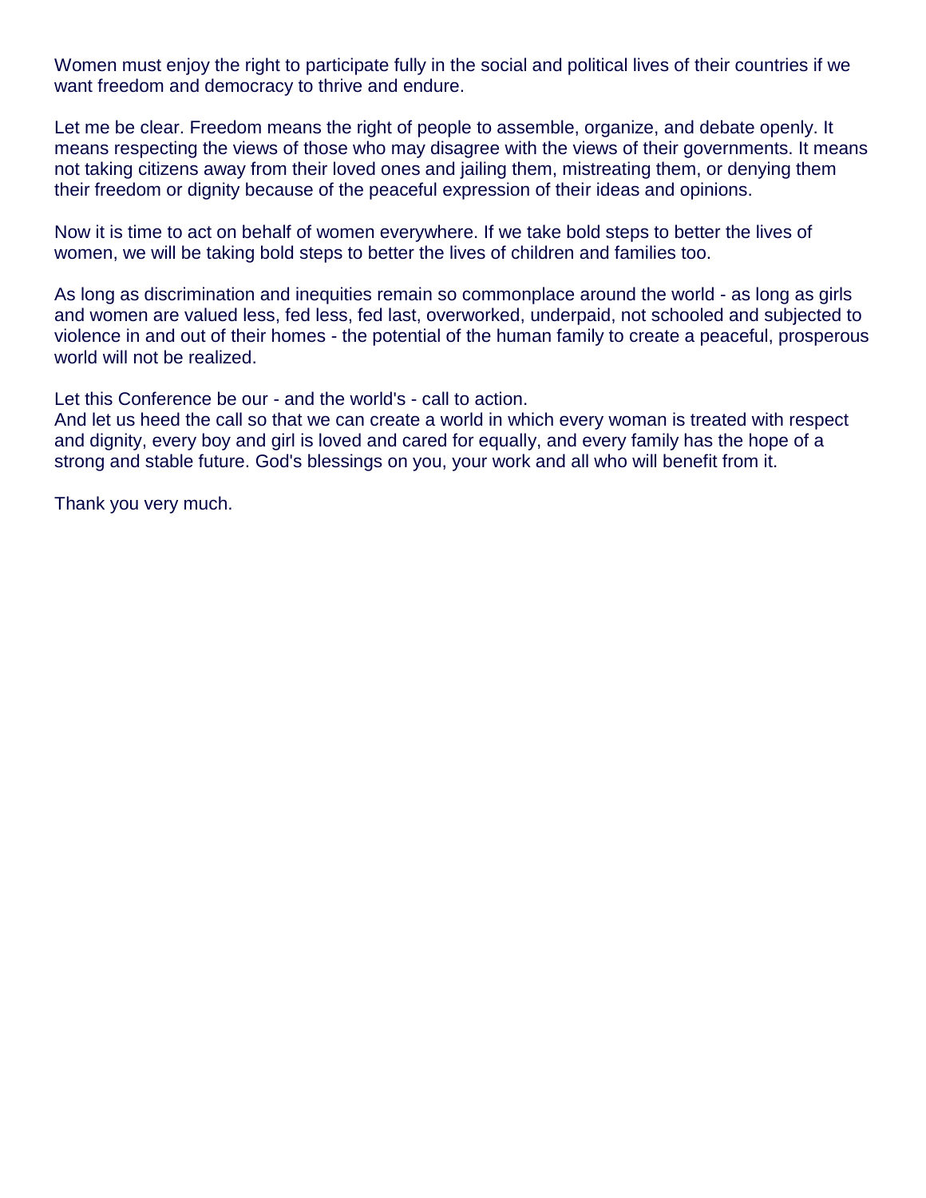Women must enjoy the right to participate fully in the social and political lives of their countries if we want freedom and democracy to thrive and endure.

Let me be clear. Freedom means the right of people to assemble, organize, and debate openly. It means respecting the views of those who may disagree with the views of their governments. It means not taking citizens away from their loved ones and jailing them, mistreating them, or denying them their freedom or dignity because of the peaceful expression of their ideas and opinions.

Now it is time to act on behalf of women everywhere. If we take bold steps to better the lives of women, we will be taking bold steps to better the lives of children and families too.

As long as discrimination and inequities remain so commonplace around the world - as long as girls and women are valued less, fed less, fed last, overworked, underpaid, not schooled and subjected to violence in and out of their homes - the potential of the human family to create a peaceful, prosperous world will not be realized.

Let this Conference be our - and the world's - call to action.
And let us heed the call so that we can create a world in which every woman is treated with respect and dignity, every boy and girl is loved and cared for equally, and every family has the hope of a strong and stable future. God's blessings on you, your work and all who will benefit from it.

Thank you very much.